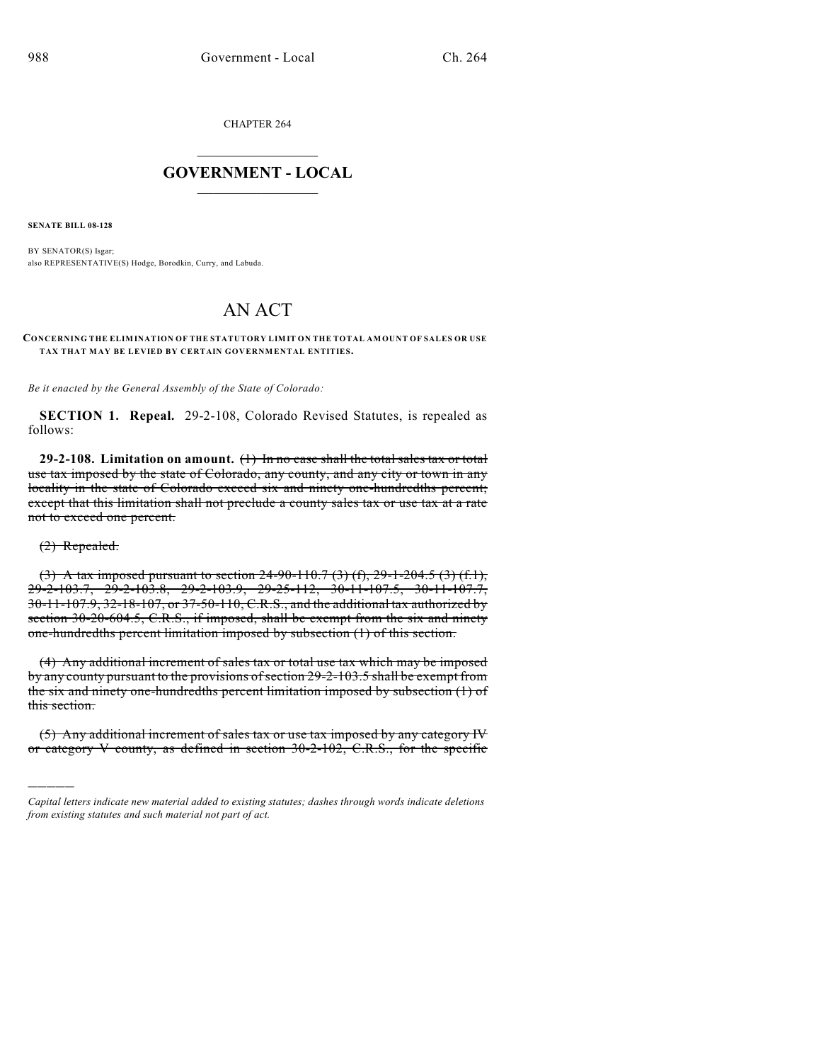CHAPTER 264

# GOVERNMENT - LOCAL

**SENATE BILL 08-128**

BY SENATOR(S) Isgar;
also REPRESENTATIVE(S) Hodge, Borodkin, Curry, and Labuda.

# AN ACT

**CONCERNING THE ELIMINATION OF THE STATUTORY LIMIT ON THE TOTAL AMOUNT OF SALES OR USE TAX THAT MAY BE LEVIED BY CERTAIN GOVERNMENTAL ENTITIES.**

*Be it enacted by the General Assembly of the State of Colorado:*

**SECTION 1. Repeal.** 29-2-108, Colorado Revised Statutes, is repealed as follows:

**29-2-108. Limitation on amount.** ~~(1) In no case shall the total sales tax or total use tax imposed by the state of Colorado, any county, and any city or town in any locality in the state of Colorado exceed six and ninety one-hundredths percent; except that this limitation shall not preclude a county sales tax or use tax at a rate not to exceed one percent.~~

~~(2) Repealed.~~

~~(3) A tax imposed pursuant to section 24-90-110.7 (3) (f), 29-1-204.5 (3) (f.1), 29-2-103.7, 29-2-103.8, 29-2-103.9, 29-25-112, 30-11-107.5, 30-11-107.7, 30-11-107.9, 32-18-107, or 37-50-110, C.R.S., and the additional tax authorized by section 30-20-604.5, C.R.S., if imposed, shall be exempt from the six and ninety one-hundredths percent limitation imposed by subsection (1) of this section.~~

~~(4) Any additional increment of sales tax or total use tax which may be imposed by any county pursuant to the provisions of section 29-2-103.5 shall be exempt from the six and ninety one-hundredths percent limitation imposed by subsection (1) of this section.~~

~~(5) Any additional increment of sales tax or use tax imposed by any category IV or category V county, as defined in section 30-2-102, C.R.S., for the specific~~

---

*Capital letters indicate new material added to existing statutes; dashes through words indicate deletions from existing statutes and such material not part of act.*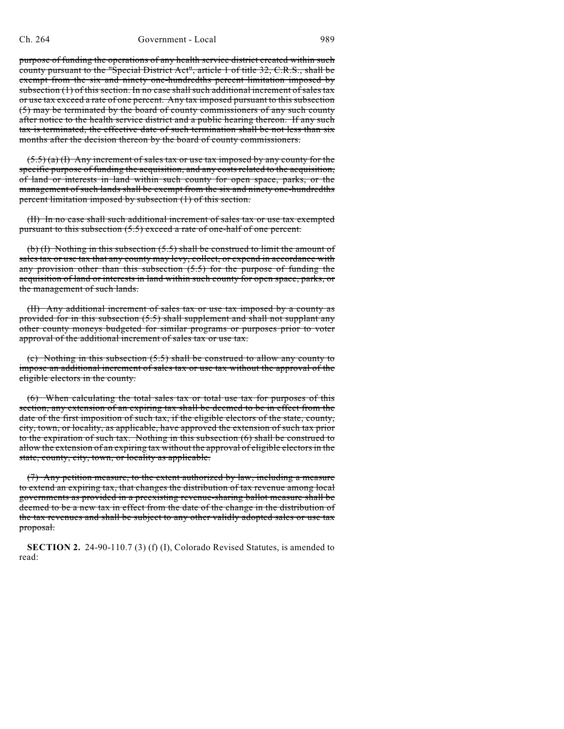~~purpose of funding the operations of any health service district created within such county pursuant to the "Special District Act", article 1 of title 32, C.R.S., shall be exempt from the six and ninety one-hundredths percent limitation imposed by subsection (1) of this section. In no case shall such additional increment of sales tax or use tax exceed a rate of one percent. Any tax imposed pursuant to this subsection (5) may be terminated by the board of county commissioners of any such county after notice to the health service district and a public hearing thereon. If any such tax is terminated, the effective date of such termination shall be not less than six months after the decision thereon by the board of county commissioners.~~

~~(5.5) (a) (I) Any increment of sales tax or use tax imposed by any county for the specific purpose of funding the acquisition, and any costs related to the acquisition, of land or interests in land within such county for open space, parks, or the management of such lands shall be exempt from the six and ninety one-hundredths percent limitation imposed by subsection (1) of this section.~~

~~(II) In no case shall such additional increment of sales tax or use tax exempted pursuant to this subsection (5.5) exceed a rate of one-half of one percent.~~

~~(b) (I) Nothing in this subsection (5.5) shall be construed to limit the amount of sales tax or use tax that any county may levy, collect, or expend in accordance with any provision other than this subsection (5.5) for the purpose of funding the acquisition of land or interests in land within such county for open space, parks, or the management of such lands.~~

~~(II) Any additional increment of sales tax or use tax imposed by a county as provided for in this subsection (5.5) shall supplement and shall not supplant any other county moneys budgeted for similar programs or purposes prior to voter approval of the additional increment of sales tax or use tax.~~

~~(c) Nothing in this subsection (5.5) shall be construed to allow any county to impose an additional increment of sales tax or use tax without the approval of the eligible electors in the county.~~

~~(6) When calculating the total sales tax or total use tax for purposes of this section, any extension of an expiring tax shall be deemed to be in effect from the date of the first imposition of such tax, if the eligible electors of the state, county, city, town, or locality, as applicable, have approved the extension of such tax prior to the expiration of such tax. Nothing in this subsection (6) shall be construed to allow the extension of an expiring tax without the approval of eligible electors in the state, county, city, town, or locality as applicable.~~

~~(7) Any petition measure, to the extent authorized by law, including a measure to extend an expiring tax, that changes the distribution of tax revenue among local governments as provided in a preexisting revenue-sharing ballot measure shall be deemed to be a new tax in effect from the date of the change in the distribution of the tax revenues and shall be subject to any other validly adopted sales or use tax proposal.~~

**SECTION 2.** 24-90-110.7 (3) (f) (I), Colorado Revised Statutes, is amended to read: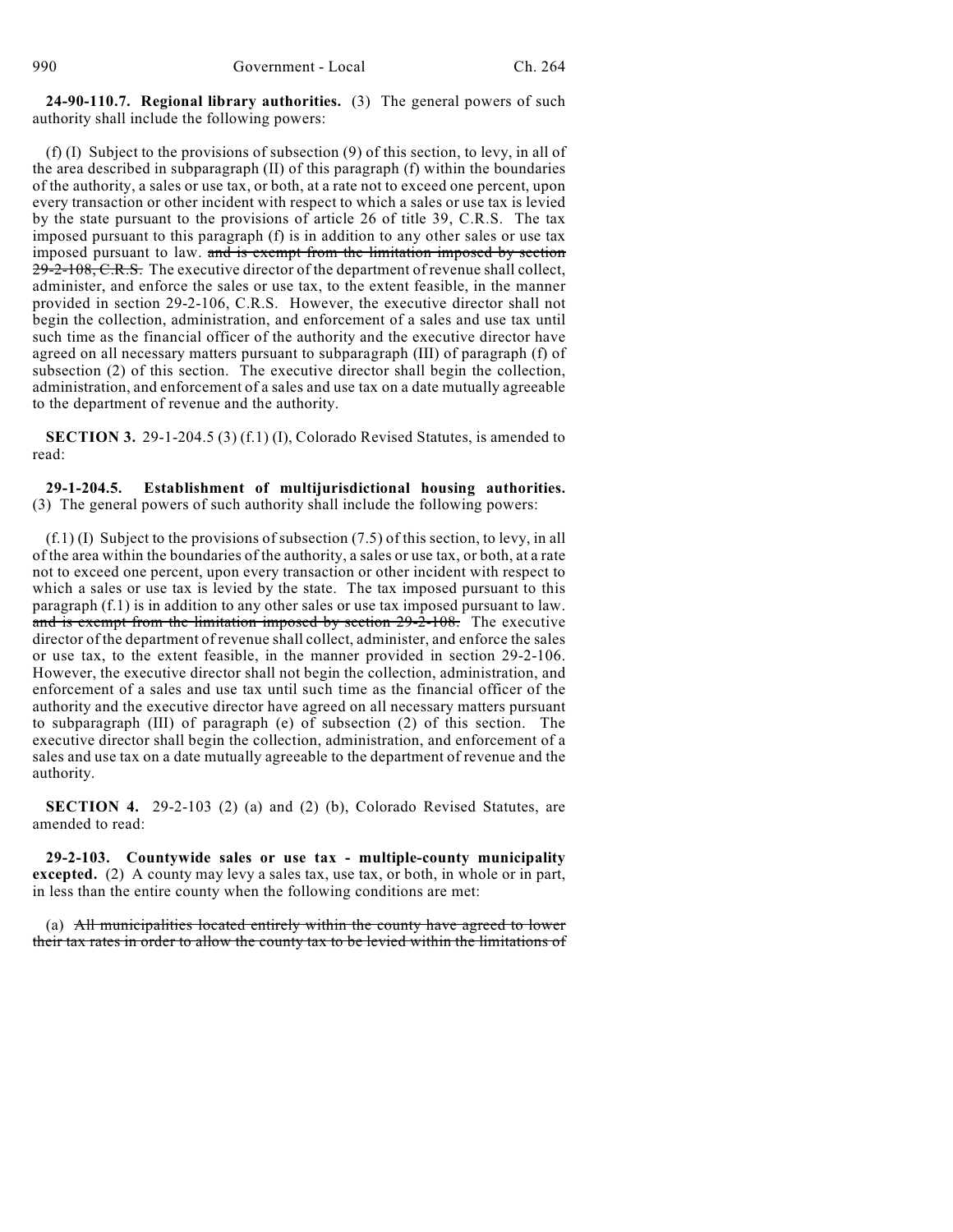**24-90-110.7. Regional library authorities.** (3) The general powers of such authority shall include the following powers:

(f) (I) Subject to the provisions of subsection (9) of this section, to levy, in all of the area described in subparagraph (II) of this paragraph (f) within the boundaries of the authority, a sales or use tax, or both, at a rate not to exceed one percent, upon every transaction or other incident with respect to which a sales or use tax is levied by the state pursuant to the provisions of article 26 of title 39, C.R.S. The tax imposed pursuant to this paragraph (f) is in addition to any other sales or use tax imposed pursuant to law. ~~and is exempt from the limitation imposed by section 29-2-108, C.R.S.~~ The executive director of the department of revenue shall collect, administer, and enforce the sales or use tax, to the extent feasible, in the manner provided in section 29-2-106, C.R.S. However, the executive director shall not begin the collection, administration, and enforcement of a sales and use tax until such time as the financial officer of the authority and the executive director have agreed on all necessary matters pursuant to subparagraph (III) of paragraph (f) of subsection (2) of this section. The executive director shall begin the collection, administration, and enforcement of a sales and use tax on a date mutually agreeable to the department of revenue and the authority.

**SECTION 3.** 29-1-204.5 (3) (f.1) (I), Colorado Revised Statutes, is amended to read:

**29-1-204.5. Establishment of multijurisdictional housing authorities.** (3) The general powers of such authority shall include the following powers:

(f.1) (I) Subject to the provisions of subsection (7.5) of this section, to levy, in all of the area within the boundaries of the authority, a sales or use tax, or both, at a rate not to exceed one percent, upon every transaction or other incident with respect to which a sales or use tax is levied by the state. The tax imposed pursuant to this paragraph (f.1) is in addition to any other sales or use tax imposed pursuant to law. ~~and is exempt from the limitation imposed by section 29-2-108.~~ The executive director of the department of revenue shall collect, administer, and enforce the sales or use tax, to the extent feasible, in the manner provided in section 29-2-106. However, the executive director shall not begin the collection, administration, and enforcement of a sales and use tax until such time as the financial officer of the authority and the executive director have agreed on all necessary matters pursuant to subparagraph (III) of paragraph (e) of subsection (2) of this section. The executive director shall begin the collection, administration, and enforcement of a sales and use tax on a date mutually agreeable to the department of revenue and the authority.

**SECTION 4.** 29-2-103 (2) (a) and (2) (b), Colorado Revised Statutes, are amended to read:

**29-2-103. Countywide sales or use tax - multiple-county municipality excepted.** (2) A county may levy a sales tax, use tax, or both, in whole or in part, in less than the entire county when the following conditions are met:

(a) ~~All municipalities located entirely within the county have agreed to lower their tax rates in order to allow the county tax to be levied within the limitations of~~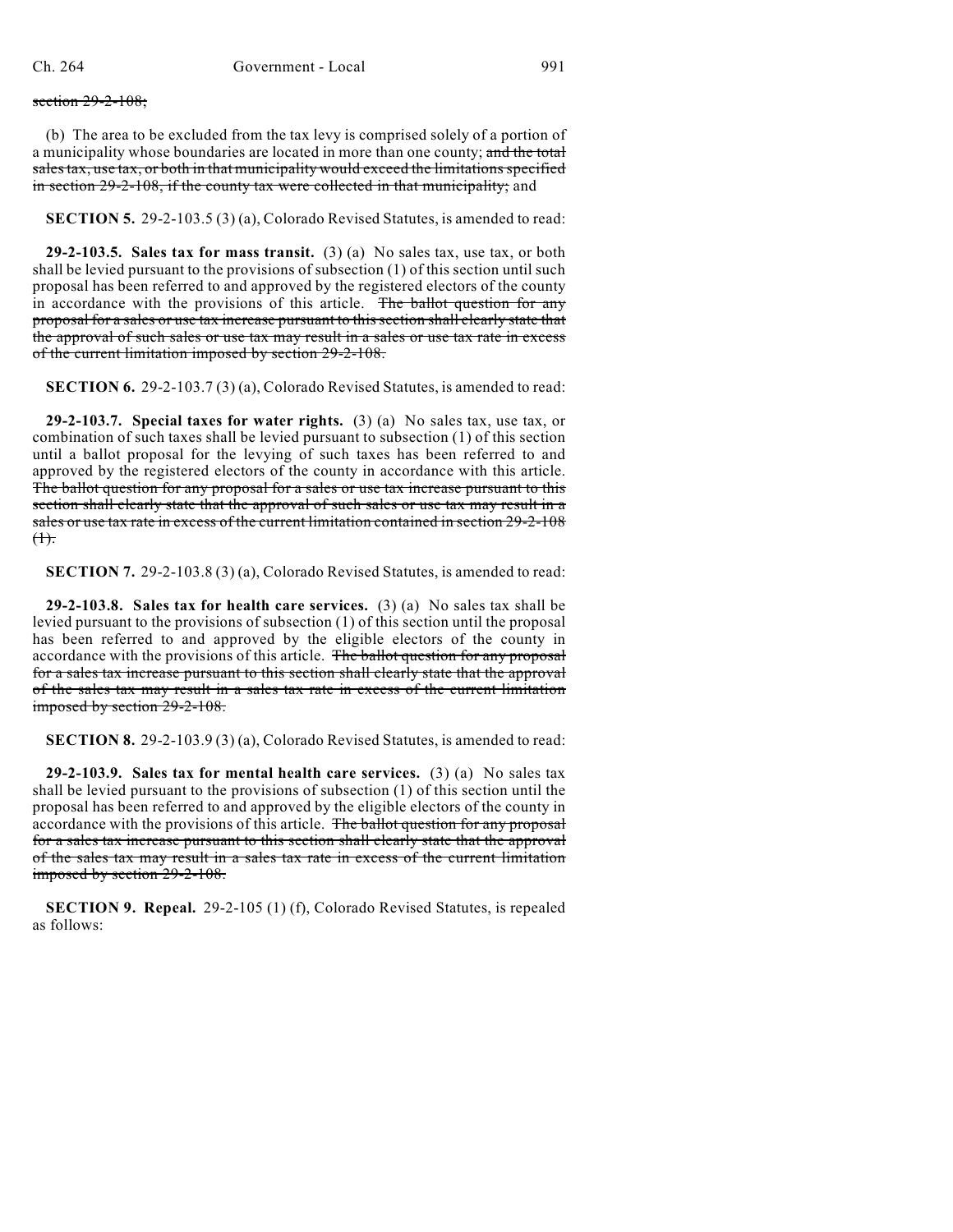~~section 29-2-108;~~

(b) The area to be excluded from the tax levy is comprised solely of a portion of a municipality whose boundaries are located in more than one county; ~~and the total sales tax, use tax, or both in that municipality would exceed the limitations specified in section 29-2-108, if the county tax were collected in that municipality;~~ and

**SECTION 5.** 29-2-103.5 (3) (a), Colorado Revised Statutes, is amended to read:

**29-2-103.5. Sales tax for mass transit.** (3) (a) No sales tax, use tax, or both shall be levied pursuant to the provisions of subsection (1) of this section until such proposal has been referred to and approved by the registered electors of the county in accordance with the provisions of this article. ~~The ballot question for any proposal for a sales or use tax increase pursuant to this section shall clearly state that the approval of such sales or use tax may result in a sales or use tax rate in excess of the current limitation imposed by section 29-2-108.~~

**SECTION 6.** 29-2-103.7 (3) (a), Colorado Revised Statutes, is amended to read:

**29-2-103.7. Special taxes for water rights.** (3) (a) No sales tax, use tax, or combination of such taxes shall be levied pursuant to subsection (1) of this section until a ballot proposal for the levying of such taxes has been referred to and approved by the registered electors of the county in accordance with this article. ~~The ballot question for any proposal for a sales or use tax increase pursuant to this section shall clearly state that the approval of such sales or use tax may result in a sales or use tax rate in excess of the current limitation contained in section 29-2-108 (1).~~

**SECTION 7.** 29-2-103.8 (3) (a), Colorado Revised Statutes, is amended to read:

**29-2-103.8. Sales tax for health care services.** (3) (a) No sales tax shall be levied pursuant to the provisions of subsection (1) of this section until the proposal has been referred to and approved by the eligible electors of the county in accordance with the provisions of this article. ~~The ballot question for any proposal for a sales tax increase pursuant to this section shall clearly state that the approval of the sales tax may result in a sales tax rate in excess of the current limitation imposed by section 29-2-108.~~

**SECTION 8.** 29-2-103.9 (3) (a), Colorado Revised Statutes, is amended to read:

**29-2-103.9. Sales tax for mental health care services.** (3) (a) No sales tax shall be levied pursuant to the provisions of subsection (1) of this section until the proposal has been referred to and approved by the eligible electors of the county in accordance with the provisions of this article. ~~The ballot question for any proposal for a sales tax increase pursuant to this section shall clearly state that the approval of the sales tax may result in a sales tax rate in excess of the current limitation imposed by section 29-2-108.~~

**SECTION 9. Repeal.** 29-2-105 (1) (f), Colorado Revised Statutes, is repealed as follows: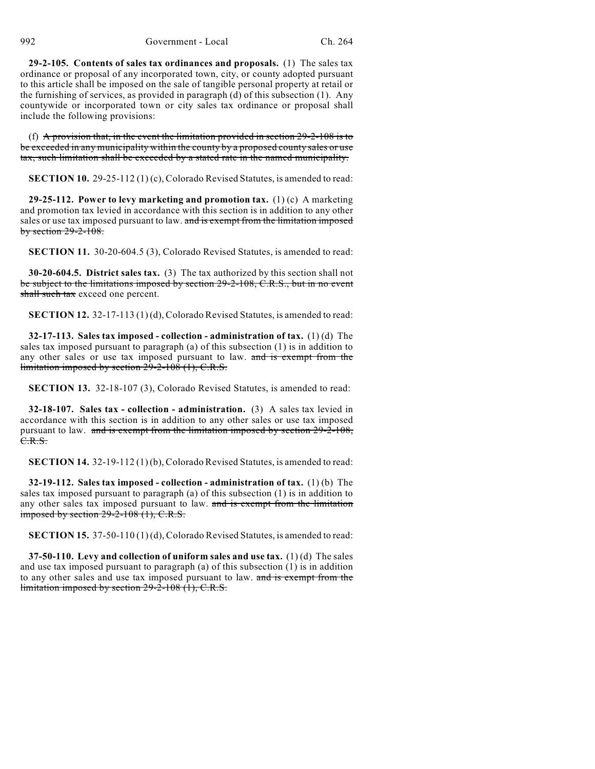**29-2-105. Contents of sales tax ordinances and proposals.** (1) The sales tax ordinance or proposal of any incorporated town, city, or county adopted pursuant to this article shall be imposed on the sale of tangible personal property at retail or the furnishing of services, as provided in paragraph (d) of this subsection (1). Any countywide or incorporated town or city sales tax ordinance or proposal shall include the following provisions:

(f) ~~A provision that, in the event the limitation provided in section 29-2-108 is to be exceeded in any municipality within the county by a proposed county sales or use tax, such limitation shall be exceeded by a stated rate in the named municipality.~~

**SECTION 10.** 29-25-112 (1) (c), Colorado Revised Statutes, is amended to read:

**29-25-112. Power to levy marketing and promotion tax.** (1) (c) A marketing and promotion tax levied in accordance with this section is in addition to any other sales or use tax imposed pursuant to law. ~~and is exempt from the limitation imposed by section 29-2-108.~~

**SECTION 11.** 30-20-604.5 (3), Colorado Revised Statutes, is amended to read:

**30-20-604.5. District sales tax.** (3) The tax authorized by this section shall not ~~be subject to the limitations imposed by section 29-2-108, C.R.S., but in no event shall such tax~~ exceed one percent.

**SECTION 12.** 32-17-113 (1) (d), Colorado Revised Statutes, is amended to read:

**32-17-113. Sales tax imposed - collection - administration of tax.** (1) (d) The sales tax imposed pursuant to paragraph (a) of this subsection (1) is in addition to any other sales or use tax imposed pursuant to law. ~~and is exempt from the limitation imposed by section 29-2-108 (1), C.R.S.~~

**SECTION 13.** 32-18-107 (3), Colorado Revised Statutes, is amended to read:

**32-18-107. Sales tax - collection - administration.** (3) A sales tax levied in accordance with this section is in addition to any other sales or use tax imposed pursuant to law. ~~and is exempt from the limitation imposed by section 29-2-108, C.R.S.~~

**SECTION 14.** 32-19-112 (1) (b), Colorado Revised Statutes, is amended to read:

**32-19-112. Sales tax imposed - collection - administration of tax.** (1) (b) The sales tax imposed pursuant to paragraph (a) of this subsection (1) is in addition to any other sales tax imposed pursuant to law. ~~and is exempt from the limitation imposed by section 29-2-108 (1), C.R.S.~~

**SECTION 15.** 37-50-110 (1) (d), Colorado Revised Statutes, is amended to read:

**37-50-110. Levy and collection of uniform sales and use tax.** (1) (d) The sales and use tax imposed pursuant to paragraph (a) of this subsection (1) is in addition to any other sales and use tax imposed pursuant to law. ~~and is exempt from the limitation imposed by section 29-2-108 (1), C.R.S.~~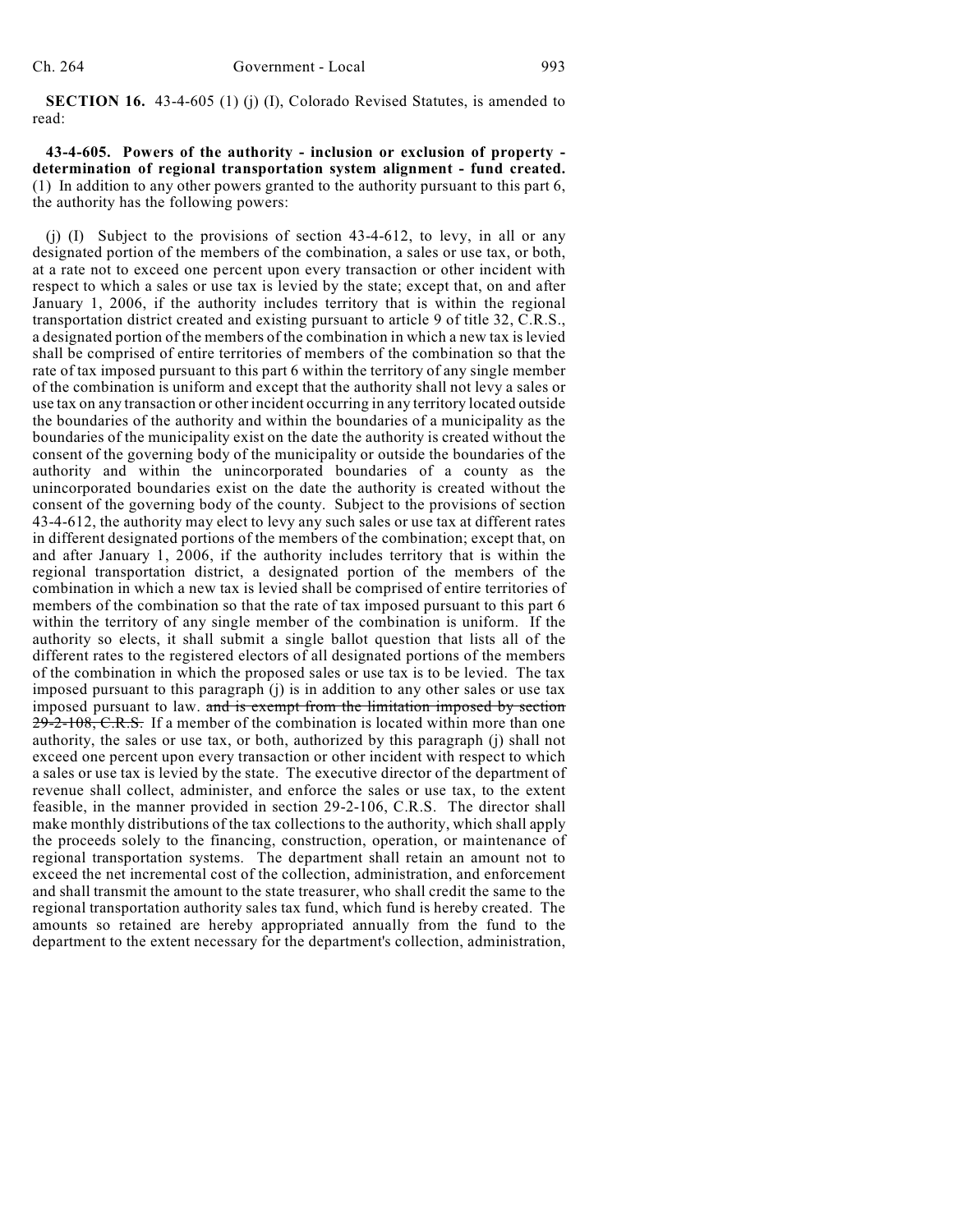**SECTION 16.** 43-4-605 (1) (j) (I), Colorado Revised Statutes, is amended to read:

**43-4-605. Powers of the authority - inclusion or exclusion of property - determination of regional transportation system alignment - fund created.** (1) In addition to any other powers granted to the authority pursuant to this part 6, the authority has the following powers:

(j) (I) Subject to the provisions of section 43-4-612, to levy, in all or any designated portion of the members of the combination, a sales or use tax, or both, at a rate not to exceed one percent upon every transaction or other incident with respect to which a sales or use tax is levied by the state; except that, on and after January 1, 2006, if the authority includes territory that is within the regional transportation district created and existing pursuant to article 9 of title 32, C.R.S., a designated portion of the members of the combination in which a new tax is levied shall be comprised of entire territories of members of the combination so that the rate of tax imposed pursuant to this part 6 within the territory of any single member of the combination is uniform and except that the authority shall not levy a sales or use tax on any transaction or other incident occurring in any territory located outside the boundaries of the authority and within the boundaries of a municipality as the boundaries of the municipality exist on the date the authority is created without the consent of the governing body of the municipality or outside the boundaries of the authority and within the unincorporated boundaries of a county as the unincorporated boundaries exist on the date the authority is created without the consent of the governing body of the county. Subject to the provisions of section 43-4-612, the authority may elect to levy any such sales or use tax at different rates in different designated portions of the members of the combination; except that, on and after January 1, 2006, if the authority includes territory that is within the regional transportation district, a designated portion of the members of the combination in which a new tax is levied shall be comprised of entire territories of members of the combination so that the rate of tax imposed pursuant to this part 6 within the territory of any single member of the combination is uniform. If the authority so elects, it shall submit a single ballot question that lists all of the different rates to the registered electors of all designated portions of the members of the combination in which the proposed sales or use tax is to be levied. The tax imposed pursuant to this paragraph (j) is in addition to any other sales or use tax imposed pursuant to law. ~~and is exempt from the limitation imposed by section 29-2-108, C.R.S.~~ If a member of the combination is located within more than one authority, the sales or use tax, or both, authorized by this paragraph (j) shall not exceed one percent upon every transaction or other incident with respect to which a sales or use tax is levied by the state. The executive director of the department of revenue shall collect, administer, and enforce the sales or use tax, to the extent feasible, in the manner provided in section 29-2-106, C.R.S. The director shall make monthly distributions of the tax collections to the authority, which shall apply the proceeds solely to the financing, construction, operation, or maintenance of regional transportation systems. The department shall retain an amount not to exceed the net incremental cost of the collection, administration, and enforcement and shall transmit the amount to the state treasurer, who shall credit the same to the regional transportation authority sales tax fund, which fund is hereby created. The amounts so retained are hereby appropriated annually from the fund to the department to the extent necessary for the department's collection, administration,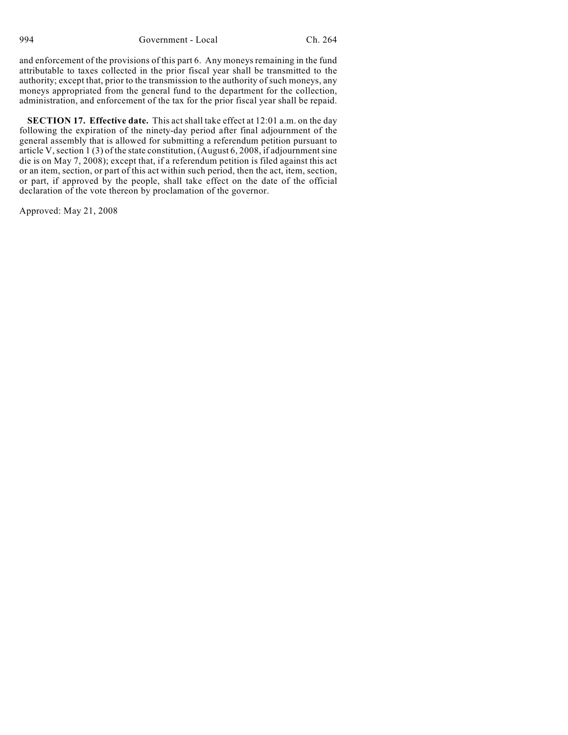and enforcement of the provisions of this part 6. Any moneys remaining in the fund attributable to taxes collected in the prior fiscal year shall be transmitted to the authority; except that, prior to the transmission to the authority of such moneys, any moneys appropriated from the general fund to the department for the collection, administration, and enforcement of the tax for the prior fiscal year shall be repaid.

**SECTION 17. Effective date.** This act shall take effect at 12:01 a.m. on the day following the expiration of the ninety-day period after final adjournment of the general assembly that is allowed for submitting a referendum petition pursuant to article V, section 1 (3) of the state constitution, (August 6, 2008, if adjournment sine die is on May 7, 2008); except that, if a referendum petition is filed against this act or an item, section, or part of this act within such period, then the act, item, section, or part, if approved by the people, shall take effect on the date of the official declaration of the vote thereon by proclamation of the governor.

Approved: May 21, 2008